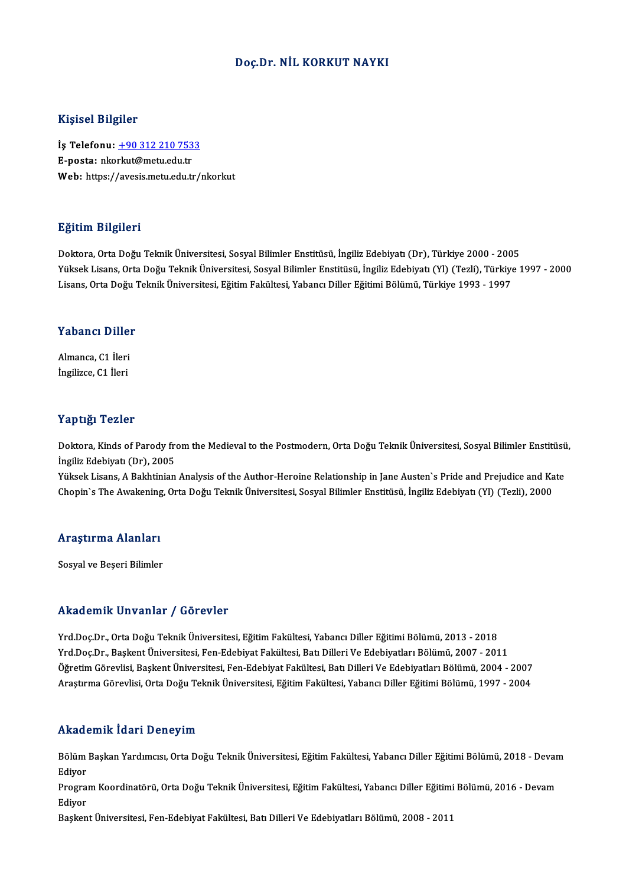# Doç.Dr. NİL KORKUT NAYKI

## Kişisel Bilgiler

**İş Telefonu:** +90 312 210 7533
**E-posta:** nkorkut@metu.edu.tr
**Web:** https://avesis.metu.edu.tr/nkorkut

## Eğitim Bilgileri

Doktora, Orta Doğu Teknik Üniversitesi, Sosyal Bilimler Enstitüsü, İngiliz Edebiyatı (Dr), Türkiye 2000 - 2005
Yüksek Lisans, Orta Doğu Teknik Üniversitesi, Sosyal Bilimler Enstitüsü, İngiliz Edebiyatı (Yl) (Tezli), Türkiye 1997 - 2000
Lisans, Orta Doğu Teknik Üniversitesi, Eğitim Fakültesi, Yabancı Diller Eğitimi Bölümü, Türkiye 1993 - 1997

## Yabancı Diller

Almanca, C1 İleri
İngilizce, C1 İleri

## Yaptığı Tezler

Doktora, Kinds of Parody from the Medieval to the Postmodern, Orta Doğu Teknik Üniversitesi, Sosyal Bilimler Enstitüsü, İngiliz Edebiyatı (Dr), 2005
Yüksek Lisans, A Bakhtinian Analysis of the Author-Heroine Relationship in Jane Austen`s Pride and Prejudice and Kate Chopin`s The Awakening, Orta Doğu Teknik Üniversitesi, Sosyal Bilimler Enstitüsü, İngiliz Edebiyatı (Yl) (Tezli), 2000

## Araştırma Alanları

Sosyal ve Beşeri Bilimler

## Akademik Unvanlar / Görevler

Yrd.Doç.Dr., Orta Doğu Teknik Üniversitesi, Eğitim Fakültesi, Yabancı Diller Eğitimi Bölümü, 2013 - 2018
Yrd.Doç.Dr., Başkent Üniversitesi, Fen-Edebiyat Fakültesi, Batı Dilleri Ve Edebiyatları Bölümü, 2007 - 2011
Öğretim Görevlisi, Başkent Üniversitesi, Fen-Edebiyat Fakültesi, Batı Dilleri Ve Edebiyatları Bölümü, 2004 - 2007
Araştırma Görevlisi, Orta Doğu Teknik Üniversitesi, Eğitim Fakültesi, Yabancı Diller Eğitimi Bölümü, 1997 - 2004

## Akademik İdari Deneyim

Bölüm Başkan Yardımcısı, Orta Doğu Teknik Üniversitesi, Eğitim Fakültesi, Yabancı Diller Eğitimi Bölümü, 2018 - Devam Ediyor
Program Koordinatörü, Orta Doğu Teknik Üniversitesi, Eğitim Fakültesi, Yabancı Diller Eğitimi Bölümü, 2016 - Devam Ediyor
Başkent Üniversitesi, Fen-Edebiyat Fakültesi, Batı Dilleri Ve Edebiyatları Bölümü, 2008 - 2011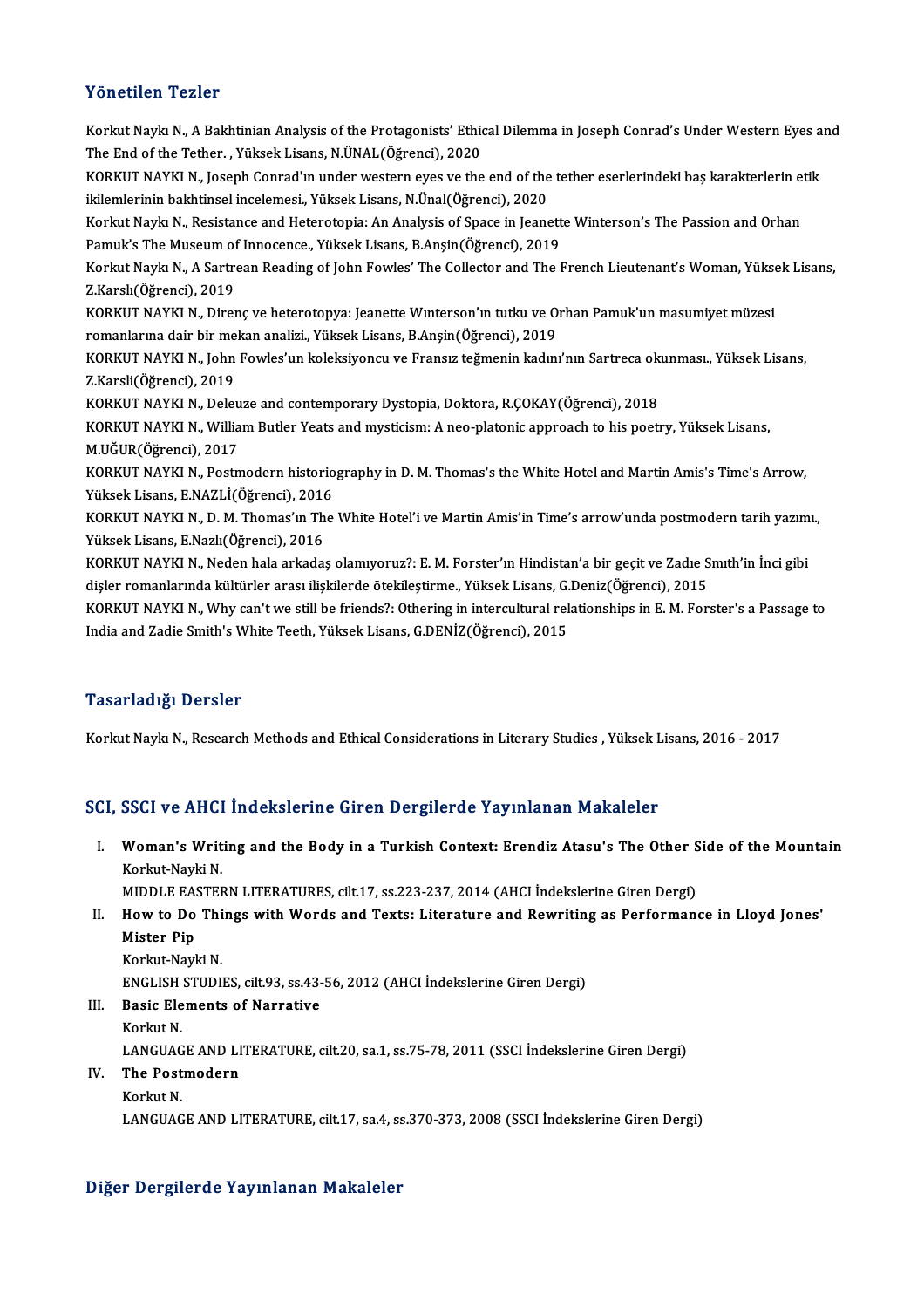## Yönetilen Tezler

Korkut Naykı N., A Bakhtinian Analysis of the Protagonists' Ethical Dilemma in Joseph Conrad's Under Western Eyes and The End of the Tether. , Yüksek Lisans, N.ÜNAL(Öğrenci), 2020

KORKUT NAYKI N., Joseph Conrad'ın under western eyes ve the end of the tether eserlerindeki baş karakterlerin etik ikilemlerinin bakhtinsel incelemesi., Yüksek Lisans, N.Ünal(Öğrenci), 2020

Korkut Naykı N., Resistance and Heterotopia: An Analysis of Space in Jeanette Winterson's The Passion and Orhan Pamuk's The Museum of Innocence., Yüksek Lisans, B.Anşin(Öğrenci), 2019

Korkut Naykı N., A Sartrean Reading of John Fowles' The Collector and The French Lieutenant's Woman, Yüksek Lisans, Z.Karslı(Öğrenci), 2019

KORKUT NAYKI N., Direnç ve heterotopya: Jeanette Wınterson'ın tutku ve Orhan Pamuk'un masumiyet müzesi romanlarına dair bir mekan analizi., Yüksek Lisans, B.Anşin(Öğrenci), 2019

KORKUT NAYKI N., John Fowles'un koleksiyoncu ve Fransız teğmenin kadını'nın Sartreca okunması., Yüksek Lisans, Z.Karsli(Öğrenci), 2019

KORKUT NAYKI N., Deleuze and contemporary Dystopia, Doktora, R.ÇOKAY(Öğrenci), 2018

KORKUT NAYKI N., William Butler Yeats and mysticism: A neo-platonic approach to his poetry, Yüksek Lisans, M.UĞUR(Öğrenci), 2017

KORKUT NAYKI N., Postmodern historiography in D. M. Thomas's the White Hotel and Martin Amis's Time's Arrow, Yüksek Lisans, E.NAZLİ(Öğrenci), 2016

KORKUT NAYKI N., D. M. Thomas'ın The White Hotel'i ve Martin Amis'in Time's arrow'unda postmodern tarih yazımı., Yüksek Lisans, E.Nazlı(Öğrenci), 2016

KORKUT NAYKI N., Neden hala arkadaş olamıyoruz?: E. M. Forster'ın Hindistan'a bir geçit ve Zadıe Smıth'in İnci gibi dişler romanlarında kültürler arası ilişkilerde ötekileştirme., Yüksek Lisans, G.Deniz(Öğrenci), 2015

KORKUT NAYKI N., Why can't we still be friends?: Othering in intercultural relationships in E. M. Forster's a Passage to India and Zadie Smith's White Teeth, Yüksek Lisans, G.DENİZ(Öğrenci), 2015

## Tasarladığı Dersler

Korkut Naykı N., Research Methods and Ethical Considerations in Literary Studies , Yüksek Lisans, 2016 - 2017

## SCI, SSCI ve AHCI İndekslerine Giren Dergilerde Yayınlanan Makaleler

I. **Woman's Writing and the Body in a Turkish Context: Erendiz Atasu's The Other Side of the Mountain**
   Korkut-Nayki N.
   MIDDLE EASTERN LITERATURES, cilt.17, ss.223-237, 2014 (AHCI İndekslerine Giren Dergi)
II. **How to Do Things with Words and Texts: Literature and Rewriting as Performance in Lloyd Jones' Mister Pip**
   Korkut-Nayki N.
   ENGLISH STUDIES, cilt.93, ss.43-56, 2012 (AHCI İndekslerine Giren Dergi)
III. **Basic Elements of Narrative**
   Korkut N.
   LANGUAGE AND LITERATURE, cilt.20, sa.1, ss.75-78, 2011 (SSCI İndekslerine Giren Dergi)
IV. **The Postmodern**
   Korkut N.
   LANGUAGE AND LITERATURE, cilt.17, sa.4, ss.370-373, 2008 (SSCI İndekslerine Giren Dergi)

## Diğer Dergilerde Yayınlanan Makaleler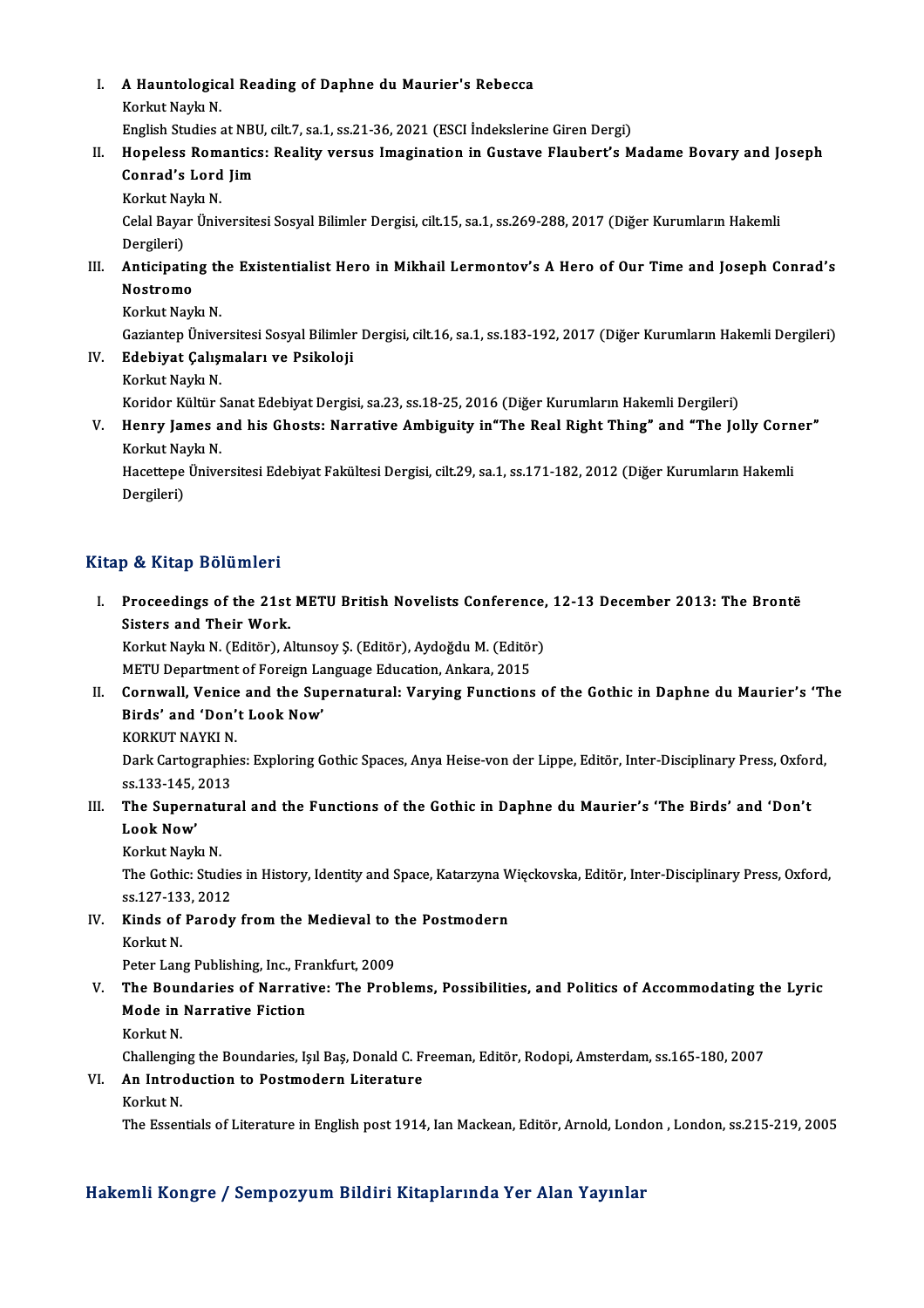I. **A Hauntological Reading of Daphne du Maurier's Rebecca**
   Korkut Naykı N.
   English Studies at NBU, cilt.7, sa.1, ss.21-36, 2021 (ESCI İndekslerine Giren Dergi)

II. **Hopeless Romantics: Reality versus Imagination in Gustave Flaubert's Madame Bovary and Joseph Conrad's Lord Jim**
   Korkut Naykı N.
   Celal Bayar Üniversitesi Sosyal Bilimler Dergisi, cilt.15, sa.1, ss.269-288, 2017 (Diğer Kurumların Hakemli Dergileri)

III. **Anticipating the Existentialist Hero in Mikhail Lermontov's A Hero of Our Time and Joseph Conrad's Nostromo**
   Korkut Naykı N.
   Gaziantep Üniversitesi Sosyal Bilimler Dergisi, cilt.16, sa.1, ss.183-192, 2017 (Diğer Kurumların Hakemli Dergileri)

IV. **Edebiyat Çalışmaları ve Psikoloji**
   Korkut Naykı N.
   Koridor Kültür Sanat Edebiyat Dergisi, sa.23, ss.18-25, 2016 (Diğer Kurumların Hakemli Dergileri)

V. **Henry James and his Ghosts: Narrative Ambiguity in"The Real Right Thing" and "The Jolly Corner"**
   Korkut Naykı N.
   Hacettepe Üniversitesi Edebiyat Fakültesi Dergisi, cilt.29, sa.1, ss.171-182, 2012 (Diğer Kurumların Hakemli Dergileri)

## Kitap & Kitap Bölümleri

I. **Proceedings of the 21st METU British Novelists Conference, 12-13 December 2013: The Brontë Sisters and Their Work.**
   Korkut Naykı N. (Editör), Altunsoy Ş. (Editör), Aydoğdu M. (Editör)
   METU Department of Foreign Language Education, Ankara, 2015

II. **Cornwall, Venice and the Supernatural: Varying Functions of the Gothic in Daphne du Maurier's 'The Birds' and 'Don't Look Now'**
   KORKUT NAYKI N.
   Dark Cartographies: Exploring Gothic Spaces, Anya Heise-von der Lippe, Editör, Inter-Disciplinary Press, Oxford, ss.133-145, 2013

III. **The Supernatural and the Functions of the Gothic in Daphne du Maurier's 'The Birds' and 'Don't Look Now'**
   Korkut Naykı N.
   The Gothic: Studies in History, Identity and Space, Katarzyna Więckovska, Editör, Inter-Disciplinary Press, Oxford, ss.127-133, 2012

IV. **Kinds of Parody from the Medieval to the Postmodern**
   Korkut N.
   Peter Lang Publishing, Inc., Frankfurt, 2009

V. **The Boundaries of Narrative: The Problems, Possibilities, and Politics of Accommodating the Lyric Mode in Narrative Fiction**
   Korkut N.
   Challenging the Boundaries, Işıl Baş, Donald C. Freeman, Editör, Rodopi, Amsterdam, ss.165-180, 2007

VI. **An Introduction to Postmodern Literature**
   Korkut N.
   The Essentials of Literature in English post 1914, Ian Mackean, Editör, Arnold, London , London, ss.215-219, 2005

## Hakemli Kongre / Sempozyum Bildiri Kitaplarında Yer Alan Yayınlar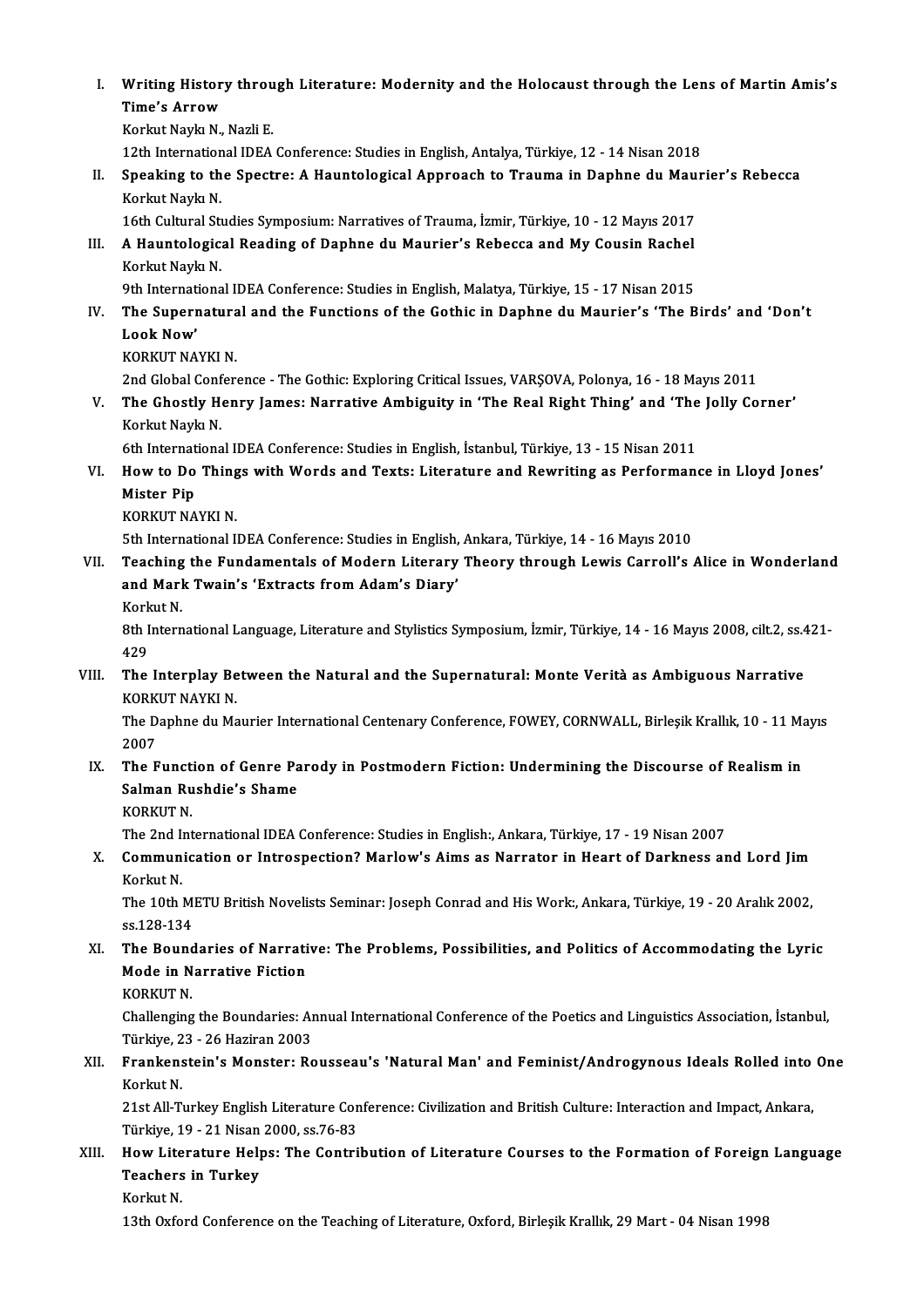I. **Writing History through Literature: Modernity and the Holocaust through the Lens of Martin Amis's Time's Arrow**
   Korkut Naykı N., Nazli E.
   12th International IDEA Conference: Studies in English, Antalya, Türkiye, 12 - 14 Nisan 2018

II. **Speaking to the Spectre: A Hauntological Approach to Trauma in Daphne du Maurier's Rebecca**
   Korkut Naykı N.
   16th Cultural Studies Symposium: Narratives of Trauma, İzmir, Türkiye, 10 - 12 Mayıs 2017

III. **A Hauntological Reading of Daphne du Maurier's Rebecca and My Cousin Rachel**
   Korkut Naykı N.
   9th International IDEA Conference: Studies in English, Malatya, Türkiye, 15 - 17 Nisan 2015

IV. **The Supernatural and the Functions of the Gothic in Daphne du Maurier's 'The Birds' and 'Don't Look Now'**
   KORKUT NAYKI N.
   2nd Global Conference - The Gothic: Exploring Critical Issues, VARŞOVA, Polonya, 16 - 18 Mayıs 2011

V. **The Ghostly Henry James: Narrative Ambiguity in 'The Real Right Thing' and 'The Jolly Corner'**
   Korkut Naykı N.
   6th International IDEA Conference: Studies in English, İstanbul, Türkiye, 13 - 15 Nisan 2011

VI. **How to Do Things with Words and Texts: Literature and Rewriting as Performance in Lloyd Jones' Mister Pip**
   KORKUT NAYKI N.
   5th International IDEA Conference: Studies in English, Ankara, Türkiye, 14 - 16 Mayıs 2010

VII. **Teaching the Fundamentals of Modern Literary Theory through Lewis Carroll's Alice in Wonderland and Mark Twain's 'Extracts from Adam's Diary'**
   Korkut N.
   8th International Language, Literature and Stylistics Symposium, İzmir, Türkiye, 14 - 16 Mayıs 2008, cilt.2, ss.421-429

VIII. **The Interplay Between the Natural and the Supernatural: Monte Verità as Ambiguous Narrative**
   KORKUT NAYKI N.
   The Daphne du Maurier International Centenary Conference, FOWEY, CORNWALL, Birleşik Krallık, 10 - 11 Mayıs 2007

IX. **The Function of Genre Parody in Postmodern Fiction: Undermining the Discourse of Realism in Salman Rushdie's Shame**
   KORKUT N.
   The 2nd International IDEA Conference: Studies in English:, Ankara, Türkiye, 17 - 19 Nisan 2007

X. **Communication or Introspection? Marlow's Aims as Narrator in Heart of Darkness and Lord Jim**
   Korkut N.
   The 10th METU British Novelists Seminar: Joseph Conrad and His Work:, Ankara, Türkiye, 19 - 20 Aralık 2002, ss.128-134

XI. **The Boundaries of Narrative: The Problems, Possibilities, and Politics of Accommodating the Lyric Mode in Narrative Fiction**
   KORKUT N.
   Challenging the Boundaries: Annual International Conference of the Poetics and Linguistics Association, İstanbul, Türkiye, 23 - 26 Haziran 2003

XII. **Frankenstein's Monster: Rousseau's 'Natural Man' and Feminist/Androgynous Ideals Rolled into One**
   Korkut N.
   21st All-Turkey English Literature Conference: Civilization and British Culture: Interaction and Impact, Ankara, Türkiye, 19 - 21 Nisan 2000, ss.76-83

XIII. **How Literature Helps: The Contribution of Literature Courses to the Formation of Foreign Language Teachers in Turkey**
   Korkut N.
   13th Oxford Conference on the Teaching of Literature, Oxford, Birleşik Krallık, 29 Mart - 04 Nisan 1998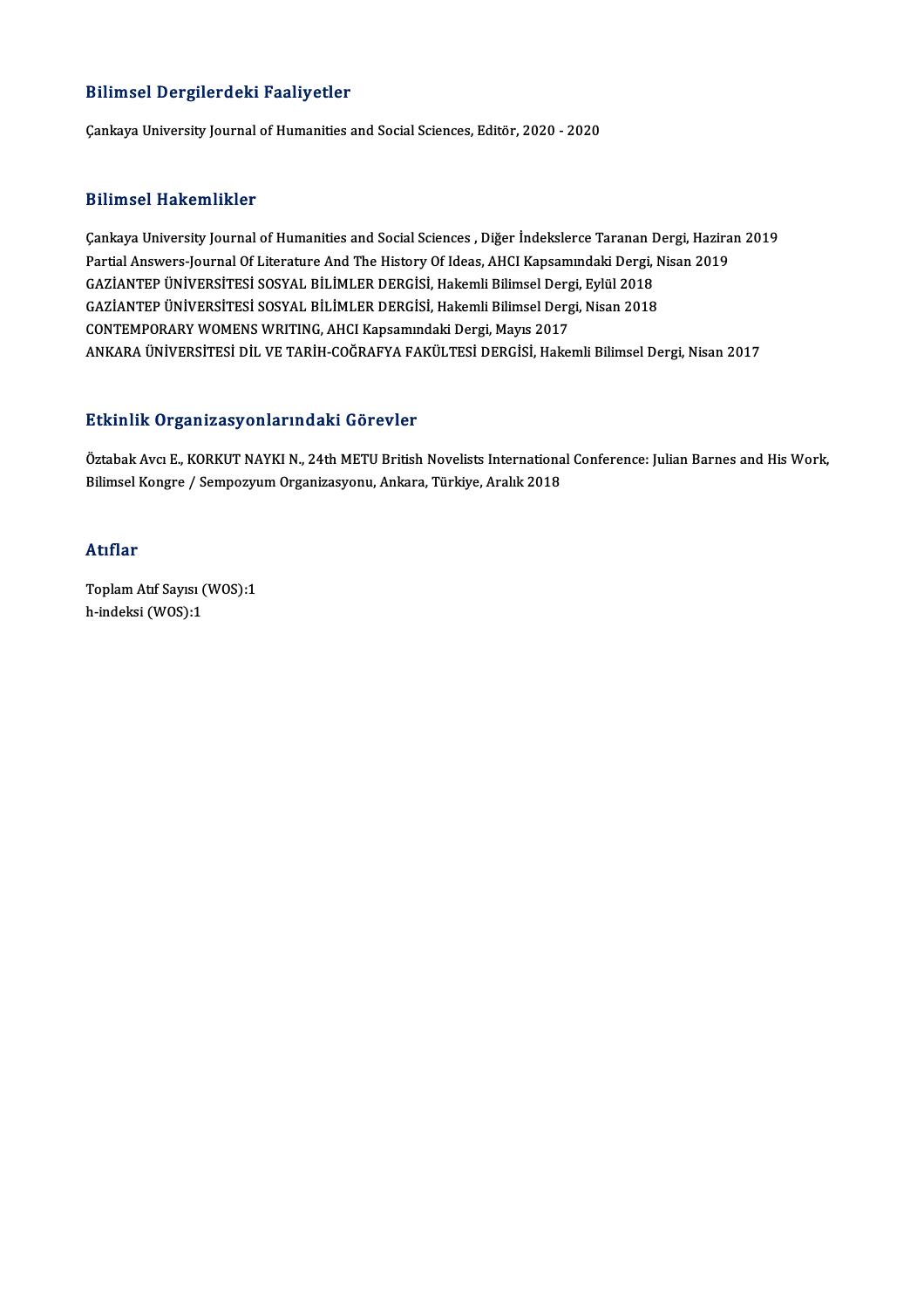## Bilimsel Dergilerdeki Faaliyetler

Çankaya University Journal of Humanities and Social Sciences, Editör, 2020 - 2020

## Bilimsel Hakemlikler

Çankaya University Journal of Humanities and Social Sciences , Diğer İndekslerce Taranan Dergi, Haziran 2019
Partial Answers-Journal Of Literature And The History Of Ideas, AHCI Kapsamındaki Dergi, Nisan 2019
GAZİANTEP ÜNİVERSİTESİ SOSYAL BİLİMLER DERGİSİ, Hakemli Bilimsel Dergi, Eylül 2018
GAZİANTEP ÜNİVERSİTESİ SOSYAL BİLİMLER DERGİSİ, Hakemli Bilimsel Dergi, Nisan 2018
CONTEMPORARY WOMENS WRITING, AHCI Kapsamındaki Dergi, Mayıs 2017
ANKARA ÜNİVERSİTESİ DİL VE TARİH-COĞRAFYA FAKÜLTESİ DERGİSİ, Hakemli Bilimsel Dergi, Nisan 2017

## Etkinlik Organizasyonlarındaki Görevler

Öztabak Avcı E., KORKUT NAYKI N., 24th METU British Novelists International Conference: Julian Barnes and His Work, Bilimsel Kongre / Sempozyum Organizasyonu, Ankara, Türkiye, Aralık 2018

## Atıflar

Toplam Atıf Sayısı (WOS):1
h-indeksi (WOS):1